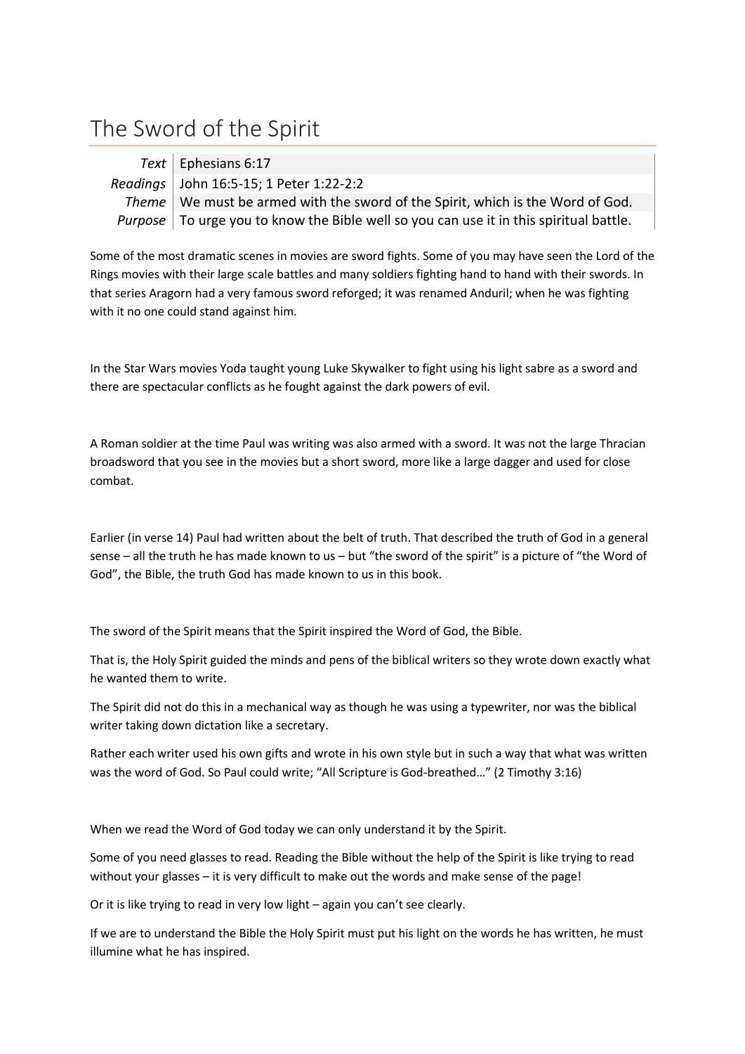# The Sword of the Spirit

| | |
|---|---|
| *Text* | Ephesians 6:17 |
| *Readings* | John 16:5-15; 1 Peter 1:22-2:2 |
| *Theme* | We must be armed with the sword of the Spirit, which is the Word of God. |
| *Purpose* | To urge you to know the Bible well so you can use it in this spiritual battle. |

Some of the most dramatic scenes in movies are sword fights. Some of you may have seen the Lord of the Rings movies with their large scale battles and many soldiers fighting hand to hand with their swords. In that series Aragorn had a very famous sword reforged; it was renamed Anduril; when he was fighting with it no one could stand against him.

In the Star Wars movies Yoda taught young Luke Skywalker to fight using his light sabre as a sword and there are spectacular conflicts as he fought against the dark powers of evil.

A Roman soldier at the time Paul was writing was also armed with a sword. It was not the large Thracian broadsword that you see in the movies but a short sword, more like a large dagger and used for close combat.

Earlier (in verse 14) Paul had written about the belt of truth. That described the truth of God in a general sense – all the truth he has made known to us – but "the sword of the spirit" is a picture of "the Word of God", the Bible, the truth God has made known to us in this book.

The sword of the Spirit means that the Spirit inspired the Word of God, the Bible.

That is, the Holy Spirit guided the minds and pens of the biblical writers so they wrote down exactly what he wanted them to write.

The Spirit did not do this in a mechanical way as though he was using a typewriter, nor was the biblical writer taking down dictation like a secretary.

Rather each writer used his own gifts and wrote in his own style but in such a way that what was written was the word of God. So Paul could write; "All Scripture is God-breathed…" (2 Timothy 3:16)

When we read the Word of God today we can only understand it by the Spirit.

Some of you need glasses to read. Reading the Bible without the help of the Spirit is like trying to read without your glasses – it is very difficult to make out the words and make sense of the page!

Or it is like trying to read in very low light – again you can't see clearly.

If we are to understand the Bible the Holy Spirit must put his light on the words he has written, he must illumine what he has inspired.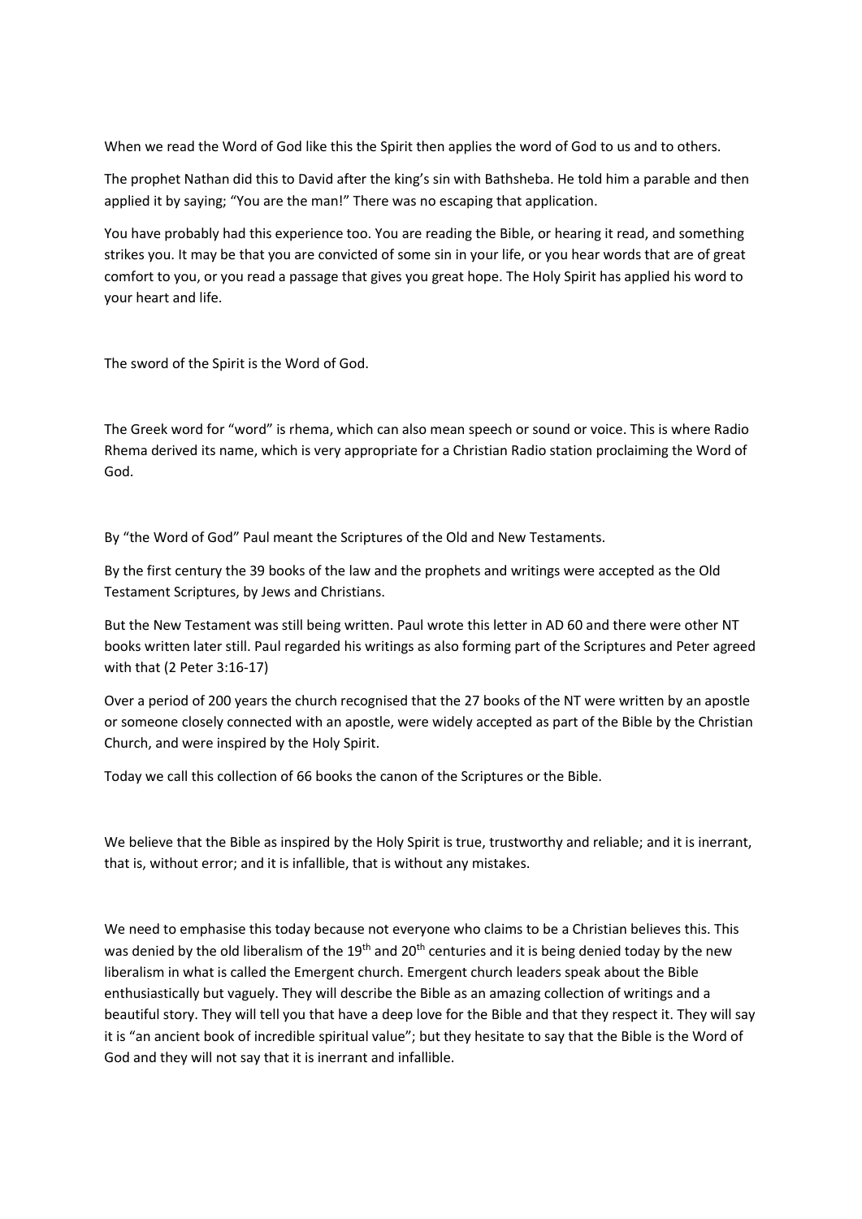When we read the Word of God like this the Spirit then applies the word of God to us and to others.

The prophet Nathan did this to David after the king's sin with Bathsheba. He told him a parable and then applied it by saying; "You are the man!" There was no escaping that application.

You have probably had this experience too. You are reading the Bible, or hearing it read, and something strikes you. It may be that you are convicted of some sin in your life, or you hear words that are of great comfort to you, or you read a passage that gives you great hope. The Holy Spirit has applied his word to your heart and life.

The sword of the Spirit is the Word of God.

The Greek word for "word" is rhema, which can also mean speech or sound or voice. This is where Radio Rhema derived its name, which is very appropriate for a Christian Radio station proclaiming the Word of God.

By "the Word of God" Paul meant the Scriptures of the Old and New Testaments.

By the first century the 39 books of the law and the prophets and writings were accepted as the Old Testament Scriptures, by Jews and Christians.

But the New Testament was still being written. Paul wrote this letter in AD 60 and there were other NT books written later still. Paul regarded his writings as also forming part of the Scriptures and Peter agreed with that (2 Peter 3:16-17)

Over a period of 200 years the church recognised that the 27 books of the NT were written by an apostle or someone closely connected with an apostle, were widely accepted as part of the Bible by the Christian Church, and were inspired by the Holy Spirit.

Today we call this collection of 66 books the canon of the Scriptures or the Bible.

We believe that the Bible as inspired by the Holy Spirit is true, trustworthy and reliable; and it is inerrant, that is, without error; and it is infallible, that is without any mistakes.

We need to emphasise this today because not everyone who claims to be a Christian believes this. This was denied by the old liberalism of the 19th and 20th centuries and it is being denied today by the new liberalism in what is called the Emergent church. Emergent church leaders speak about the Bible enthusiastically but vaguely. They will describe the Bible as an amazing collection of writings and a beautiful story. They will tell you that have a deep love for the Bible and that they respect it. They will say it is "an ancient book of incredible spiritual value"; but they hesitate to say that the Bible is the Word of God and they will not say that it is inerrant and infallible.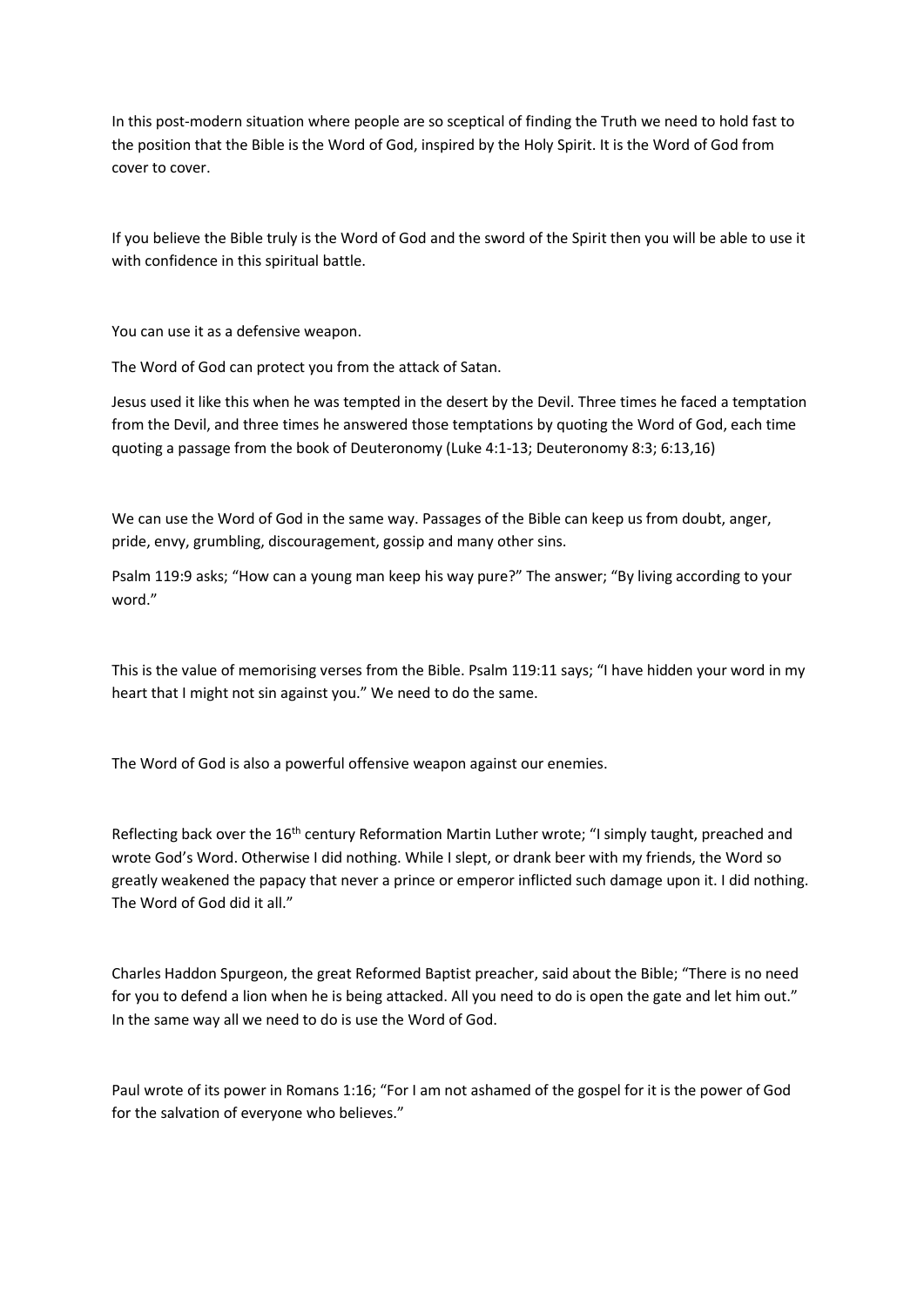In this post-modern situation where people are so sceptical of finding the Truth we need to hold fast to the position that the Bible is the Word of God, inspired by the Holy Spirit. It is the Word of God from cover to cover.

If you believe the Bible truly is the Word of God and the sword of the Spirit then you will be able to use it with confidence in this spiritual battle.

You can use it as a defensive weapon.

The Word of God can protect you from the attack of Satan.

Jesus used it like this when he was tempted in the desert by the Devil. Three times he faced a temptation from the Devil, and three times he answered those temptations by quoting the Word of God, each time quoting a passage from the book of Deuteronomy (Luke 4:1-13; Deuteronomy 8:3; 6:13,16)

We can use the Word of God in the same way. Passages of the Bible can keep us from doubt, anger, pride, envy, grumbling, discouragement, gossip and many other sins.

Psalm 119:9 asks; "How can a young man keep his way pure?" The answer; "By living according to your word."

This is the value of memorising verses from the Bible. Psalm 119:11 says; "I have hidden your word in my heart that I might not sin against you." We need to do the same.

The Word of God is also a powerful offensive weapon against our enemies.

Reflecting back over the 16th century Reformation Martin Luther wrote; "I simply taught, preached and wrote God's Word. Otherwise I did nothing. While I slept, or drank beer with my friends, the Word so greatly weakened the papacy that never a prince or emperor inflicted such damage upon it. I did nothing. The Word of God did it all."

Charles Haddon Spurgeon, the great Reformed Baptist preacher, said about the Bible; "There is no need for you to defend a lion when he is being attacked. All you need to do is open the gate and let him out." In the same way all we need to do is use the Word of God.

Paul wrote of its power in Romans 1:16; "For I am not ashamed of the gospel for it is the power of God for the salvation of everyone who believes."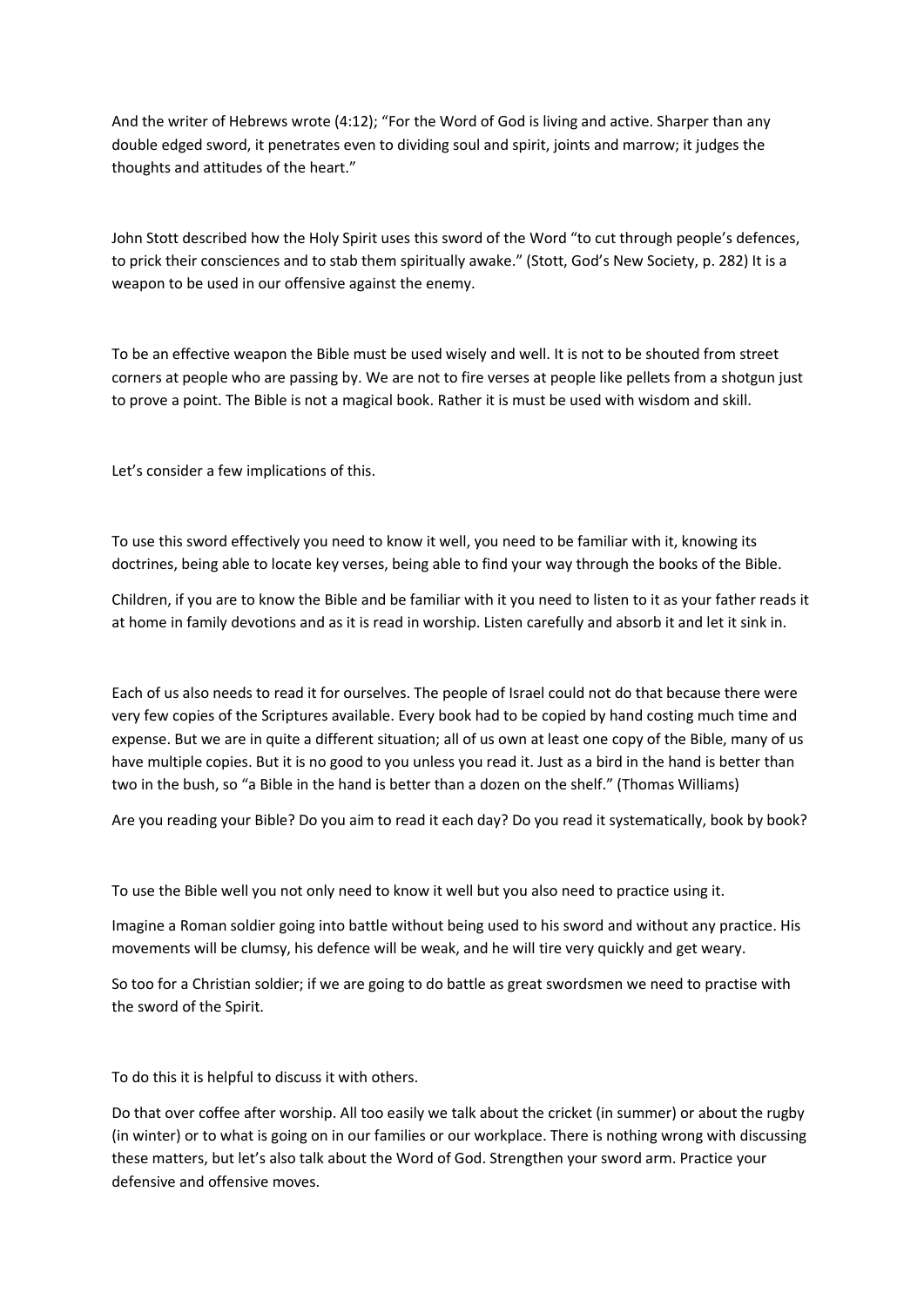And the writer of Hebrews wrote (4:12); "For the Word of God is living and active. Sharper than any double edged sword, it penetrates even to dividing soul and spirit, joints and marrow; it judges the thoughts and attitudes of the heart."

John Stott described how the Holy Spirit uses this sword of the Word "to cut through people's defences, to prick their consciences and to stab them spiritually awake." (Stott, God's New Society, p. 282) It is a weapon to be used in our offensive against the enemy.

To be an effective weapon the Bible must be used wisely and well. It is not to be shouted from street corners at people who are passing by. We are not to fire verses at people like pellets from a shotgun just to prove a point. The Bible is not a magical book. Rather it is must be used with wisdom and skill.

Let's consider a few implications of this.

To use this sword effectively you need to know it well, you need to be familiar with it, knowing its doctrines, being able to locate key verses, being able to find your way through the books of the Bible.

Children, if you are to know the Bible and be familiar with it you need to listen to it as your father reads it at home in family devotions and as it is read in worship. Listen carefully and absorb it and let it sink in.

Each of us also needs to read it for ourselves. The people of Israel could not do that because there were very few copies of the Scriptures available. Every book had to be copied by hand costing much time and expense. But we are in quite a different situation; all of us own at least one copy of the Bible, many of us have multiple copies. But it is no good to you unless you read it. Just as a bird in the hand is better than two in the bush, so "a Bible in the hand is better than a dozen on the shelf." (Thomas Williams)

Are you reading your Bible? Do you aim to read it each day? Do you read it systematically, book by book?

To use the Bible well you not only need to know it well but you also need to practice using it.

Imagine a Roman soldier going into battle without being used to his sword and without any practice. His movements will be clumsy, his defence will be weak, and he will tire very quickly and get weary.

So too for a Christian soldier; if we are going to do battle as great swordsmen we need to practise with the sword of the Spirit.

To do this it is helpful to discuss it with others.

Do that over coffee after worship. All too easily we talk about the cricket (in summer) or about the rugby (in winter) or to what is going on in our families or our workplace. There is nothing wrong with discussing these matters, but let's also talk about the Word of God. Strengthen your sword arm. Practice your defensive and offensive moves.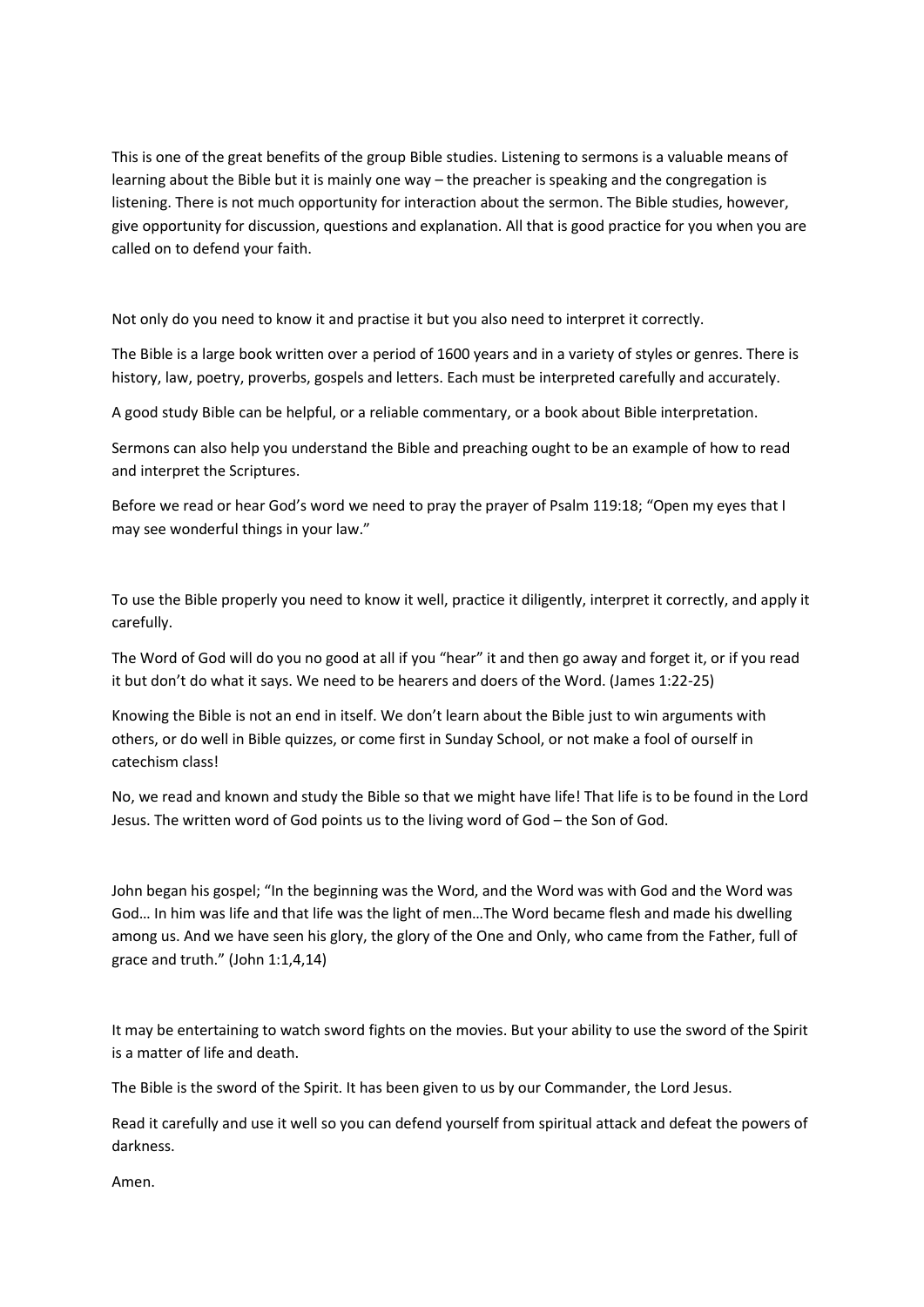This is one of the great benefits of the group Bible studies. Listening to sermons is a valuable means of learning about the Bible but it is mainly one way – the preacher is speaking and the congregation is listening. There is not much opportunity for interaction about the sermon. The Bible studies, however, give opportunity for discussion, questions and explanation. All that is good practice for you when you are called on to defend your faith.

Not only do you need to know it and practise it but you also need to interpret it correctly.

The Bible is a large book written over a period of 1600 years and in a variety of styles or genres. There is history, law, poetry, proverbs, gospels and letters. Each must be interpreted carefully and accurately.

A good study Bible can be helpful, or a reliable commentary, or a book about Bible interpretation.

Sermons can also help you understand the Bible and preaching ought to be an example of how to read and interpret the Scriptures.

Before we read or hear God's word we need to pray the prayer of Psalm 119:18; "Open my eyes that I may see wonderful things in your law."

To use the Bible properly you need to know it well, practice it diligently, interpret it correctly, and apply it carefully.

The Word of God will do you no good at all if you "hear" it and then go away and forget it, or if you read it but don't do what it says. We need to be hearers and doers of the Word. (James 1:22-25)

Knowing the Bible is not an end in itself. We don't learn about the Bible just to win arguments with others, or do well in Bible quizzes, or come first in Sunday School, or not make a fool of ourself in catechism class!

No, we read and known and study the Bible so that we might have life! That life is to be found in the Lord Jesus. The written word of God points us to the living word of God – the Son of God.

John began his gospel; "In the beginning was the Word, and the Word was with God and the Word was God… In him was life and that life was the light of men…The Word became flesh and made his dwelling among us. And we have seen his glory, the glory of the One and Only, who came from the Father, full of grace and truth." (John 1:1,4,14)

It may be entertaining to watch sword fights on the movies. But your ability to use the sword of the Spirit is a matter of life and death.

The Bible is the sword of the Spirit. It has been given to us by our Commander, the Lord Jesus.

Read it carefully and use it well so you can defend yourself from spiritual attack and defeat the powers of darkness.

Amen.